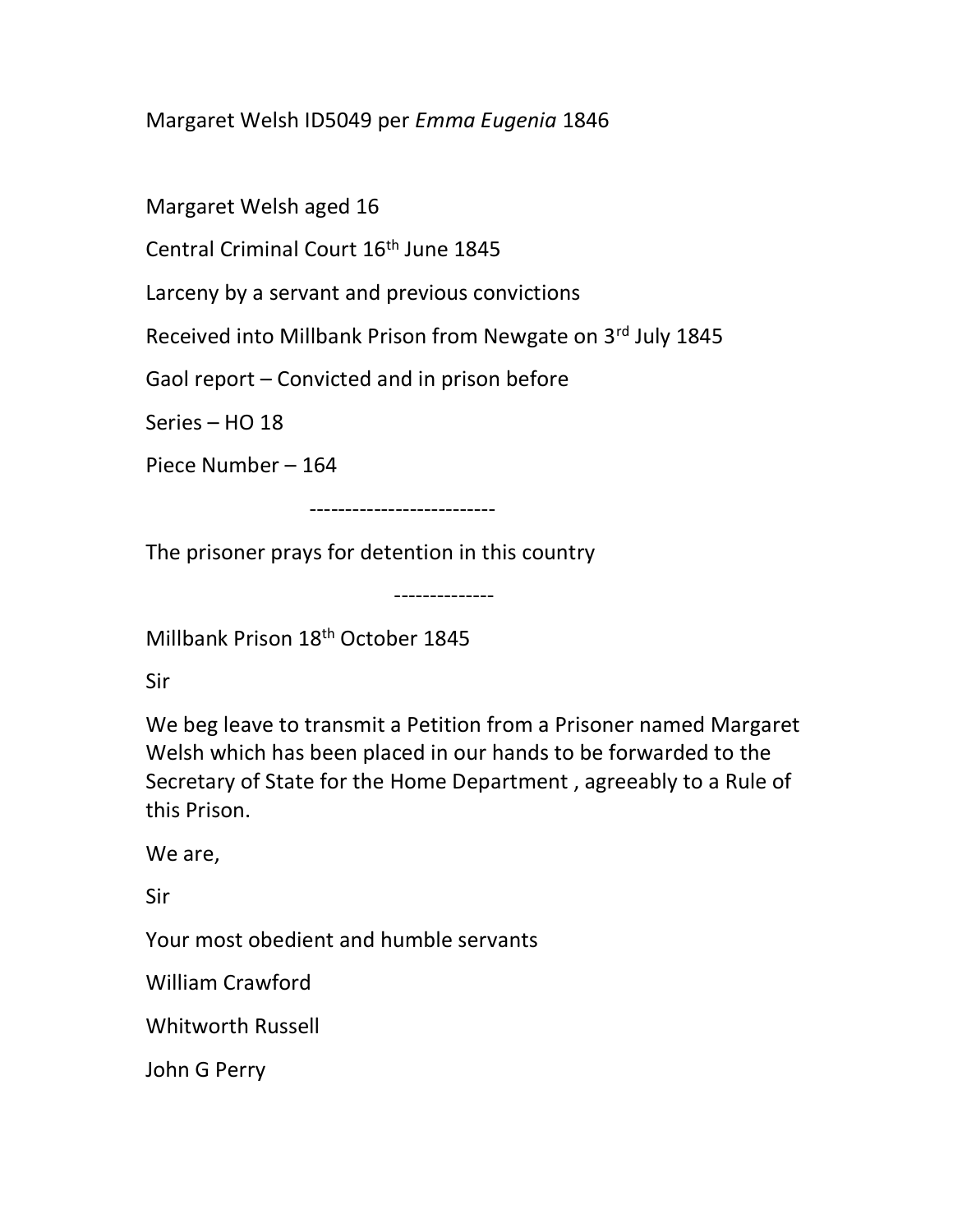Margaret Welsh ID5049 per *Emma Eugenia* 1846

Margaret Welsh aged 16

Central Criminal Court 16th June 1845

Larceny by a servant and previous convictions

Received into Millbank Prison from Newgate on 3rd July 1845

Gaol report – Convicted and in prison before

Series – HO 18

Piece Number – 164

--------------------------

The prisoner prays for detention in this country

--------------

Millbank Prison 18th October 1845

Sir

We beg leave to transmit a Petition from a Prisoner named Margaret Welsh which has been placed in our hands to be forwarded to the Secretary of State for the Home Department , agreeably to a Rule of this Prison.

We are,

Sir

Your most obedient and humble servants

William Crawford

Whitworth Russell

John G Perry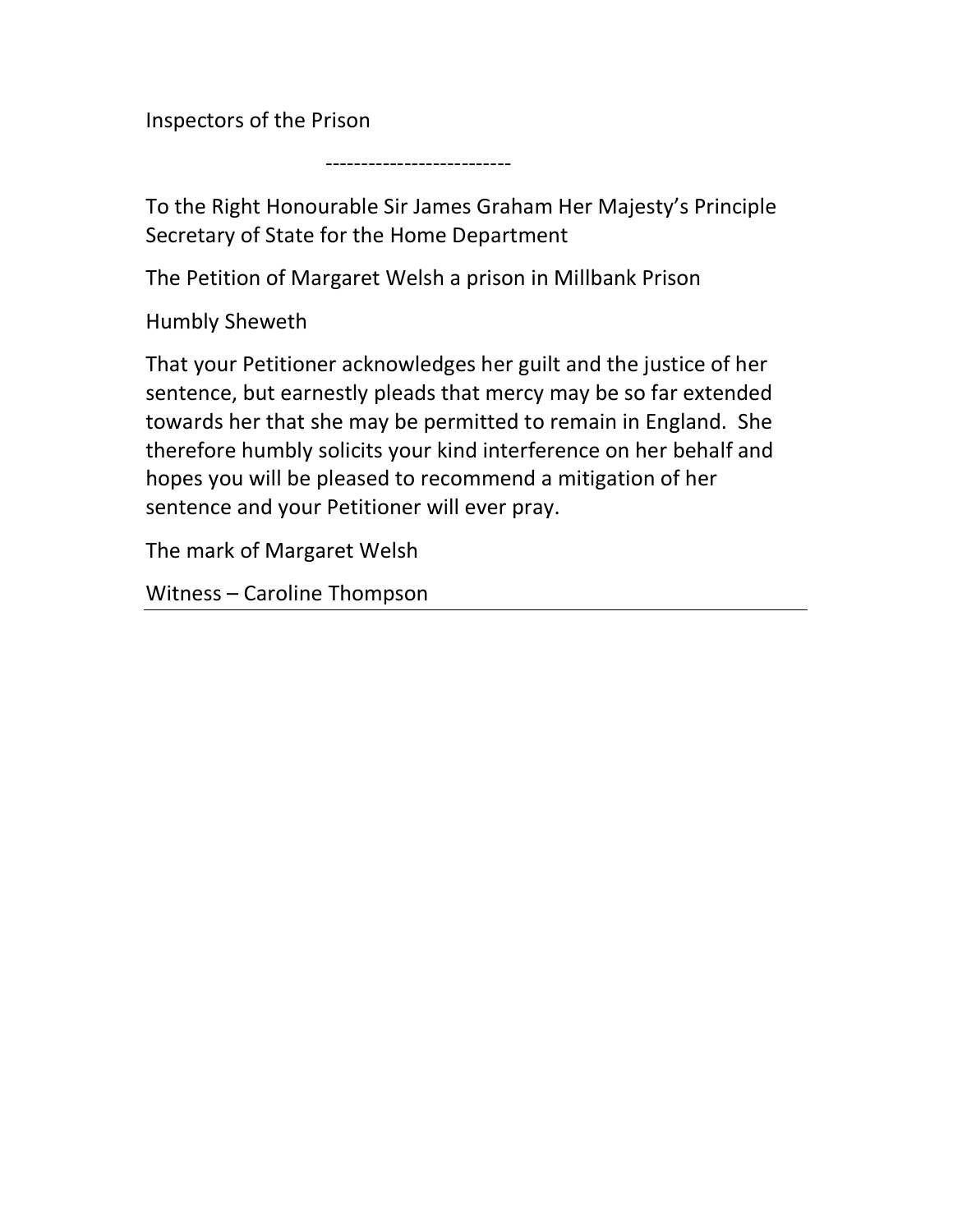Inspectors of the Prison

--------------------------

To the Right Honourable Sir James Graham Her Majesty's Principle Secretary of State for the Home Department

The Petition of Margaret Welsh a prison in Millbank Prison

Humbly Sheweth

That your Petitioner acknowledges her guilt and the justice of her sentence, but earnestly pleads that mercy may be so far extended towards her that she may be permitted to remain in England. She therefore humbly solicits your kind interference on her behalf and hopes you will be pleased to recommend a mitigation of her sentence and your Petitioner will ever pray.

The mark of Margaret Welsh

Witness – Caroline Thompson

---